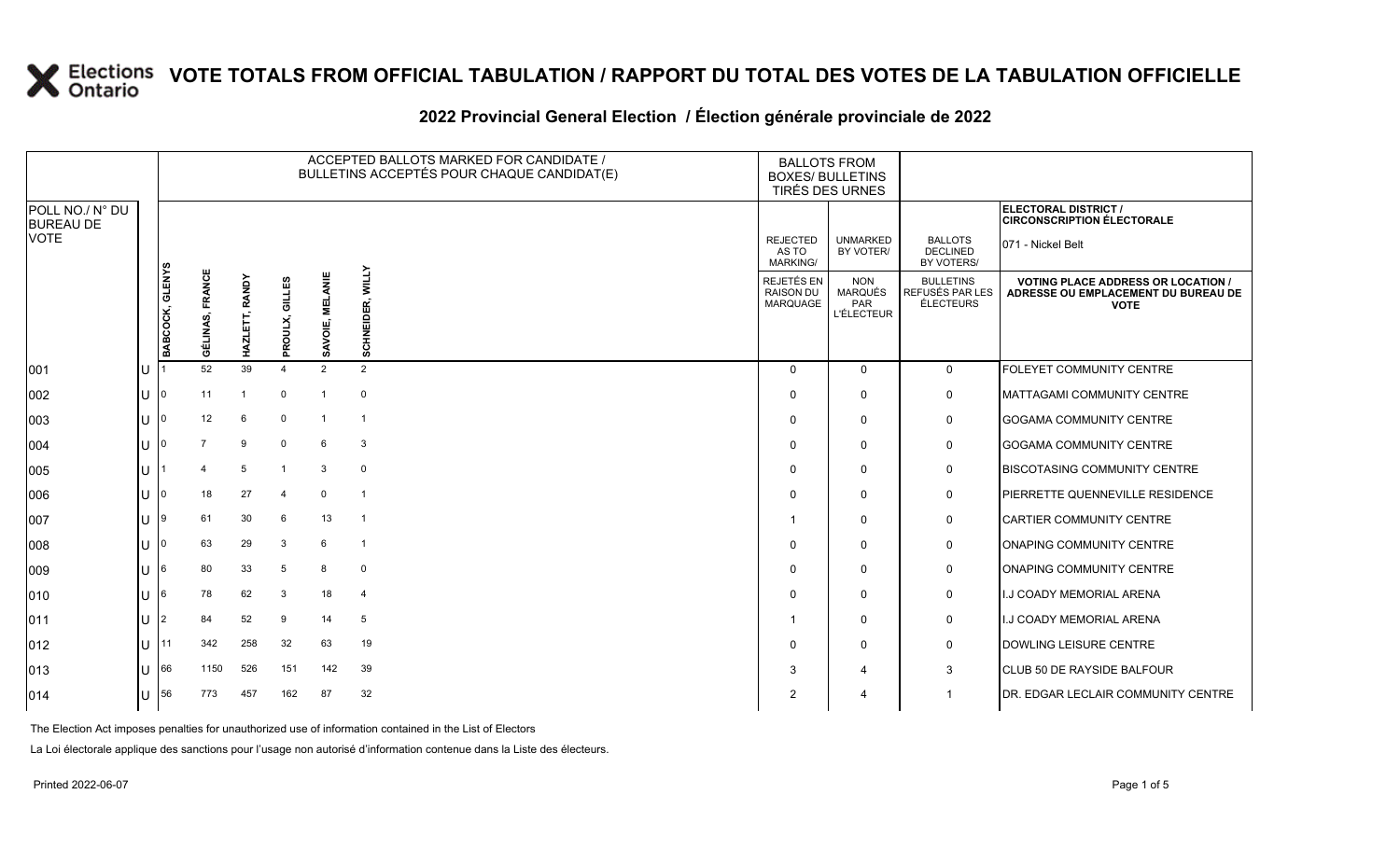# VOTE TOTALS FROM OFFICIAL TABULATION / RAPPORT DU TOTAL DES VOTES DE LA TABULATION OFFICIELLE

## 2022 Provincial General Election / Élection générale provinciale de 2022

**ELECTORAL DISTRICT / CIRCONSCRIPTION ÉLECTORALE:** 071 - Nickel Belt

| POLL NO./ N° DU BUREAU DE VOTE | | ACCEPTED BALLOTS MARKED FOR CANDIDATE / BULLETINS ACCEPTÉS POUR CHAQUE CANDIDAT(E) | | | | | | BALLOTS FROM BOXES/ BULLETINS TIRÉS DES URNES | | | |
|---|---|---|---|---|---|---|---|---|---|---|---|
| | | BABCOCK, GLENYS | GÉLINAS, FRANCE | HAZLETT, RANDY | PROULX, GILLES | SAVOIE, MELANIE | SCHNEIDER, WILLY | REJECTED AS TO MARKING/ REJETÉS EN RAISON DU MARQUAGE | UNMARKED BY VOTER/ NON MARQUÉS PAR L'ÉLECTEUR | BALLOTS DECLINED BY VOTERS/ BULLETINS REFUSÉS PAR LES ÉLECTEURS | VOTING PLACE ADDRESS OR LOCATION / ADRESSE OU EMPLACEMENT DU BUREAU DE VOTE |
| 001 | U | 1 | 52 | 39 | 4 | 2 | 2 | 0 | 0 | 0 | FOLEYET COMMUNITY CENTRE |
| 002 | U | 0 | 11 | 1 | 0 | 1 | 0 | 0 | 0 | 0 | MATTAGAMI COMMUNITY CENTRE |
| 003 | U | 0 | 12 | 6 | 0 | 1 | 1 | 0 | 0 | 0 | GOGAMA COMMUNITY CENTRE |
| 004 | U | 0 | 7 | 9 | 0 | 6 | 3 | 0 | 0 | 0 | GOGAMA COMMUNITY CENTRE |
| 005 | U | 1 | 4 | 5 | 1 | 3 | 0 | 0 | 0 | 0 | BISCOTASING COMMUNITY CENTRE |
| 006 | U | 0 | 18 | 27 | 4 | 0 | 1 | 0 | 0 | 0 | PIERRETTE QUENNEVILLE RESIDENCE |
| 007 | U | 9 | 61 | 30 | 6 | 13 | 1 | 1 | 0 | 0 | CARTIER COMMUNITY CENTRE |
| 008 | U | 0 | 63 | 29 | 3 | 6 | 1 | 0 | 0 | 0 | ONAPING COMMUNITY CENTRE |
| 009 | U | 6 | 80 | 33 | 5 | 8 | 0 | 0 | 0 | 0 | ONAPING COMMUNITY CENTRE |
| 010 | U | 6 | 78 | 62 | 3 | 18 | 4 | 0 | 0 | 0 | I.J COADY MEMORIAL ARENA |
| 011 | U | 2 | 84 | 52 | 9 | 14 | 5 | 1 | 0 | 0 | I.J COADY MEMORIAL ARENA |
| 012 | U | 11 | 342 | 258 | 32 | 63 | 19 | 0 | 0 | 0 | DOWLING LEISURE CENTRE |
| 013 | U | 66 | 1150 | 526 | 151 | 142 | 39 | 3 | 4 | 3 | CLUB 50 DE RAYSIDE BALFOUR |
| 014 | U | 56 | 773 | 457 | 162 | 87 | 32 | 2 | 4 | 1 | DR. EDGAR LECLAIR COMMUNITY CENTRE |

The Election Act imposes penalties for unauthorized use of information contained in the List of Electors

La Loi électorale applique des sanctions pour l'usage non autorisé d'information contenue dans la Liste des électeurs.

Printed 2022-06-07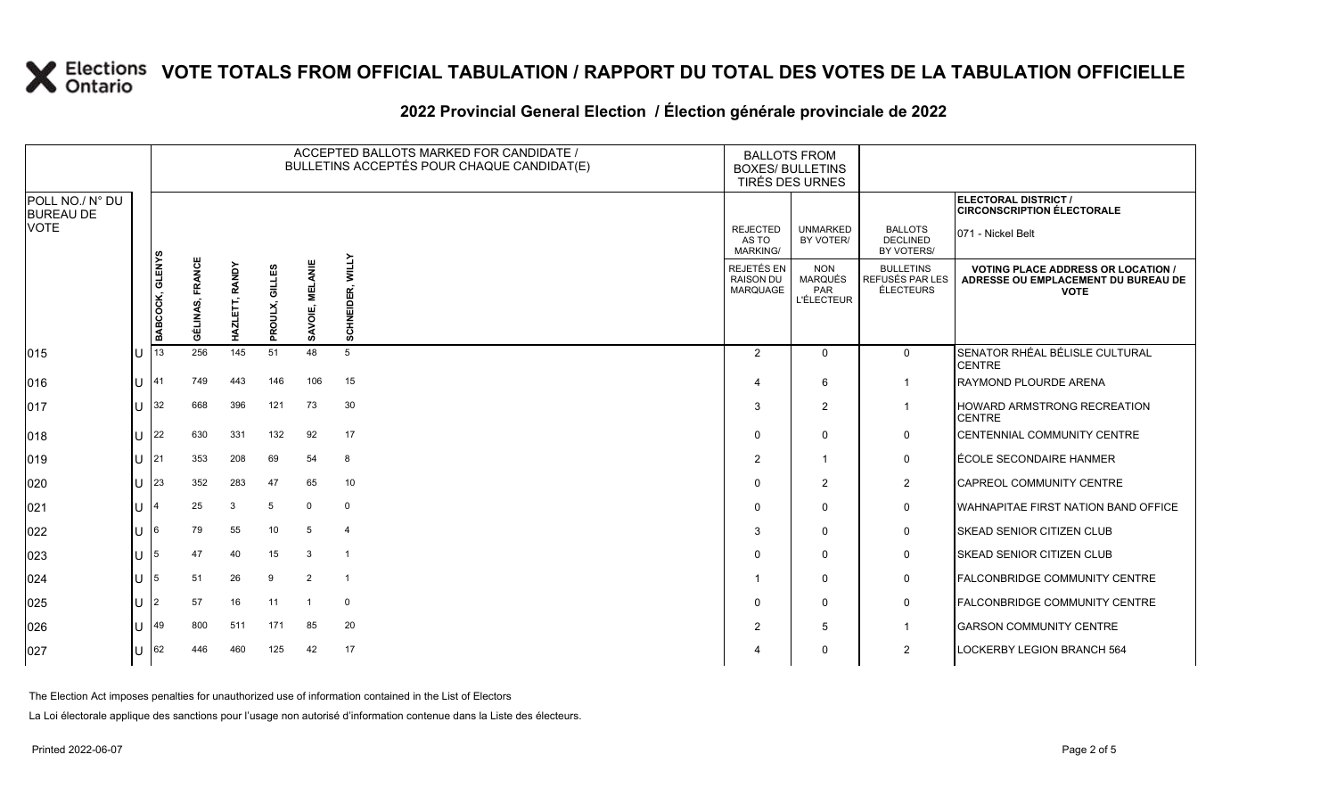# VOTE TOTALS FROM OFFICIAL TABULATION / RAPPORT DU TOTAL DES VOTES DE LA TABULATION OFFICIELLE

## 2022 Provincial General Election / Élection générale provinciale de 2022

ELECTORAL DISTRICT / CIRCONSCRIPTION ÉLECTORALE: 071 - Nickel Belt

| POLL NO./ N° DU BUREAU DE VOTE | | ACCEPTED BALLOTS MARKED FOR CANDIDATE / BULLETINS ACCEPTÉS POUR CHAQUE CANDIDAT(E) | | | | | | BALLOTS FROM BOXES/ BULLETINS TIRÉS DES URNES | | | |
|---|---|---|---|---|---|---|---|---|---|---|---|
| | | BABCOCK, GLENYS | GÉLINAS, FRANCE | HAZLETT, RANDY | PROULX, GILLES | SAVOIE, MELANIE | SCHNEIDER, WILLY | REJECTED AS TO MARKING/ REJETÉS EN RAISON DU MARQUAGE | UNMARKED BY VOTER/ NON MARQUÉS PAR L'ÉLECTEUR | BALLOTS DECLINED BY VOTERS/ BULLETINS REFUSÉS PAR LES ÉLECTEURS | VOTING PLACE ADDRESS OR LOCATION / ADRESSE OU EMPLACEMENT DU BUREAU DE VOTE |
| 015 | U | 13 | 256 | 145 | 51 | 48 | 5 | 2 | 0 | 0 | SENATOR RHÉAL BÉLISLE CULTURAL CENTRE |
| 016 | U | 41 | 749 | 443 | 146 | 106 | 15 | 4 | 6 | 1 | RAYMOND PLOURDE ARENA |
| 017 | U | 32 | 668 | 396 | 121 | 73 | 30 | 3 | 2 | 1 | HOWARD ARMSTRONG RECREATION CENTRE |
| 018 | U | 22 | 630 | 331 | 132 | 92 | 17 | 0 | 0 | 0 | CENTENNIAL COMMUNITY CENTRE |
| 019 | U | 21 | 353 | 208 | 69 | 54 | 8 | 2 | 1 | 0 | ÉCOLE SECONDAIRE HANMER |
| 020 | U | 23 | 352 | 283 | 47 | 65 | 10 | 0 | 2 | 2 | CAPREOL COMMUNITY CENTRE |
| 021 | U | 4 | 25 | 3 | 5 | 0 | 0 | 0 | 0 | 0 | WAHNAPITAE FIRST NATION BAND OFFICE |
| 022 | U | 6 | 79 | 55 | 10 | 5 | 4 | 3 | 0 | 0 | SKEAD SENIOR CITIZEN CLUB |
| 023 | U | 5 | 47 | 40 | 15 | 3 | 1 | 0 | 0 | 0 | SKEAD SENIOR CITIZEN CLUB |
| 024 | U | 5 | 51 | 26 | 9 | 2 | 1 | 1 | 0 | 0 | FALCONBRIDGE COMMUNITY CENTRE |
| 025 | U | 2 | 57 | 16 | 11 | 1 | 0 | 0 | 0 | 0 | FALCONBRIDGE COMMUNITY CENTRE |
| 026 | U | 49 | 800 | 511 | 171 | 85 | 20 | 2 | 5 | 1 | GARSON COMMUNITY CENTRE |
| 027 | U | 62 | 446 | 460 | 125 | 42 | 17 | 4 | 0 | 2 | LOCKERBY LEGION BRANCH 564 |

The Election Act imposes penalties for unauthorized use of information contained in the List of Electors

La Loi électorale applique des sanctions pour l'usage non autorisé d'information contenue dans la Liste des électeurs.

Printed 2022-06-07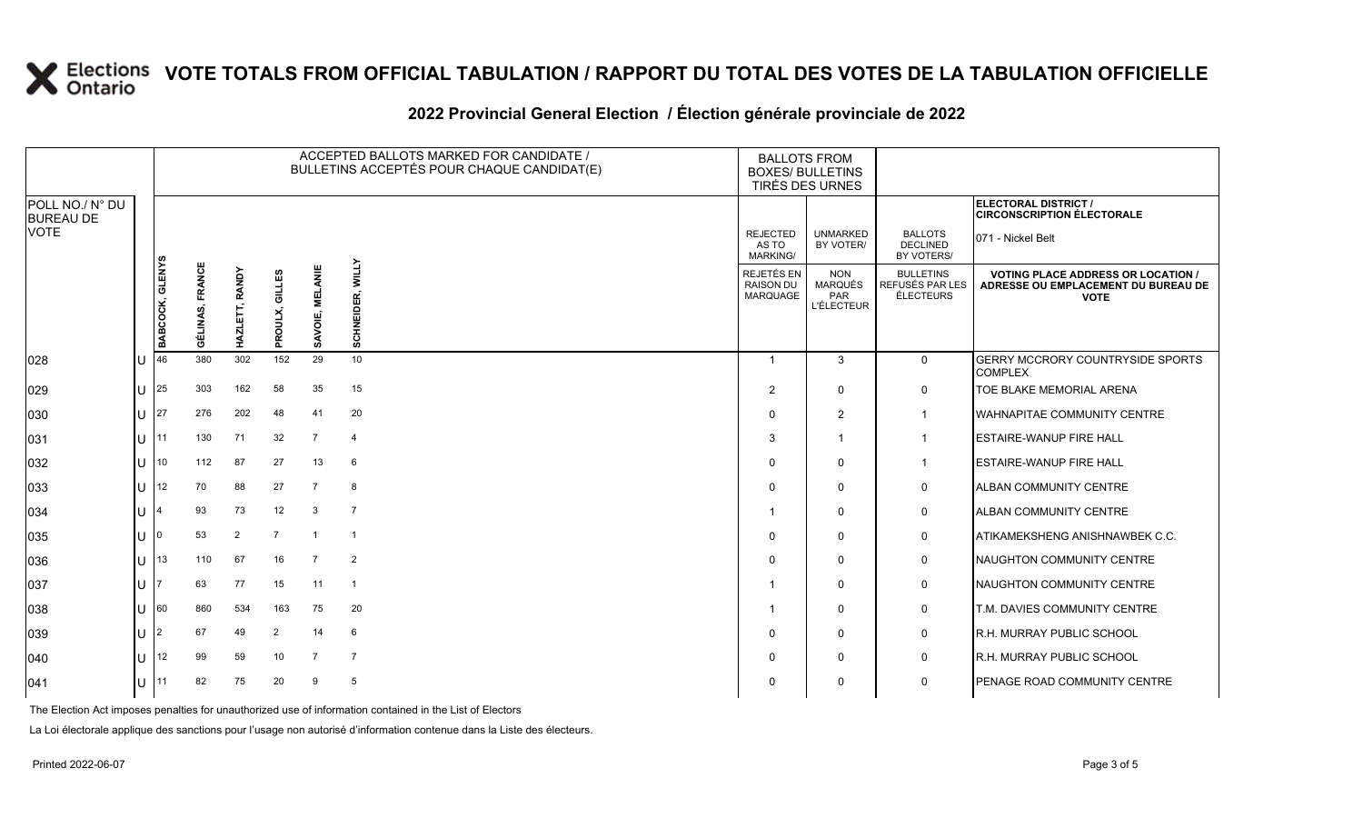# VOTE TOTALS FROM OFFICIAL TABULATION / RAPPORT DU TOTAL DES VOTES DE LA TABULATION OFFICIELLE

## 2022 Provincial General Election / Élection générale provinciale de 2022

| POLL NO./ N° DU BUREAU DE VOTE | | ACCEPTED BALLOTS MARKED FOR CANDIDATE / BULLETINS ACCEPTÉS POUR CHAQUE CANDIDAT(E) | | | | | | BALLOTS FROM BOXES/ BULLETINS TIRÉS DES URNES | | | ELECTORAL DISTRICT / CIRCONSCRIPTION ÉLECTORALE 071 - Nickel Belt |
|---|---|---|---|---|---|---|---|---|---|---|---|
| | | BABCOCK, GLENYS | GÉLINAS, FRANCE | HAZLETT, RANDY | PROULX, GILLES | SAVOIE, MELANIE | SCHNEIDER, WILLY | REJECTED AS TO MARKING/ REJETÉS EN RAISON DU MARQUAGE | UNMARKED BY VOTER/ NON MARQUÉS PAR L'ÉLECTEUR | BALLOTS DECLINED BY VOTERS/ BULLETINS REFUSÉS PAR LES ÉLECTEURS | VOTING PLACE ADDRESS OR LOCATION / ADRESSE OU EMPLACEMENT DU BUREAU DE VOTE |
| 028 | U | 46 | 380 | 302 | 152 | 29 | 10 | 1 | 3 | 0 | GERRY MCCRORY COUNTRYSIDE SPORTS COMPLEX |
| 029 | U | 25 | 303 | 162 | 58 | 35 | 15 | 2 | 0 | 0 | TOE BLAKE MEMORIAL ARENA |
| 030 | U | 27 | 276 | 202 | 48 | 41 | 20 | 0 | 2 | 1 | WAHNAPITAE COMMUNITY CENTRE |
| 031 | U | 11 | 130 | 71 | 32 | 7 | 4 | 3 | 1 | 1 | ESTAIRE-WANUP FIRE HALL |
| 032 | U | 10 | 112 | 87 | 27 | 13 | 6 | 0 | 0 | 1 | ESTAIRE-WANUP FIRE HALL |
| 033 | U | 12 | 70 | 88 | 27 | 7 | 8 | 0 | 0 | 0 | ALBAN COMMUNITY CENTRE |
| 034 | U | 4 | 93 | 73 | 12 | 3 | 7 | 1 | 0 | 0 | ALBAN COMMUNITY CENTRE |
| 035 | U | 0 | 53 | 2 | 7 | 1 | 1 | 0 | 0 | 0 | ATIKAMEKSHENG ANISHNAWBEK C.C. |
| 036 | U | 13 | 110 | 67 | 16 | 7 | 2 | 0 | 0 | 0 | NAUGHTON COMMUNITY CENTRE |
| 037 | U | 7 | 63 | 77 | 15 | 11 | 1 | 1 | 0 | 0 | NAUGHTON COMMUNITY CENTRE |
| 038 | U | 60 | 860 | 534 | 163 | 75 | 20 | 1 | 0 | 0 | T.M. DAVIES COMMUNITY CENTRE |
| 039 | U | 2 | 67 | 49 | 2 | 14 | 6 | 0 | 0 | 0 | R.H. MURRAY PUBLIC SCHOOL |
| 040 | U | 12 | 99 | 59 | 10 | 7 | 7 | 0 | 0 | 0 | R.H. MURRAY PUBLIC SCHOOL |
| 041 | U | 11 | 82 | 75 | 20 | 9 | 5 | 0 | 0 | 0 | PENAGE ROAD COMMUNITY CENTRE |

The Election Act imposes penalties for unauthorized use of information contained in the List of Electors

La Loi électorale applique des sanctions pour l'usage non autorisé d'information contenue dans la Liste des électeurs.

Printed 2022-06-07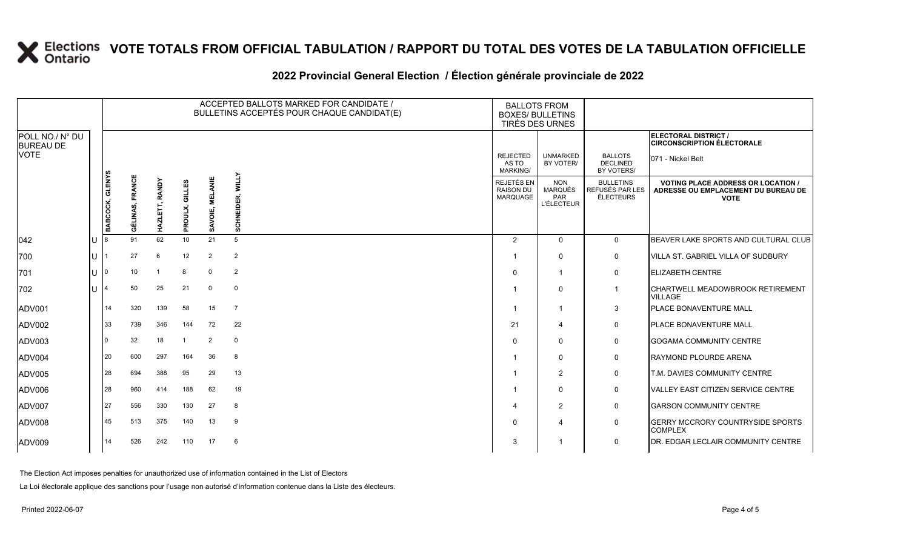# VOTE TOTALS FROM OFFICIAL TABULATION / RAPPORT DU TOTAL DES VOTES DE LA TABULATION OFFICIELLE

## 2022 Provincial General Election / Élection générale provinciale de 2022

ELECTORAL DISTRICT / CIRCONSCRIPTION ÉLECTORALE: 071 - Nickel Belt

| POLL NO./ N° DU BUREAU DE VOTE | | ACCEPTED BALLOTS MARKED FOR CANDIDATE / BULLETINS ACCEPTÉS POUR CHAQUE CANDIDAT(E) | | | | | | BALLOTS FROM BOXES/ BULLETINS TIRÉS DES URNES | | | |
|---|---|---|---|---|---|---|---|---|---|---|---|
| | | BABCOCK, GLENYS | GÉLINAS, FRANCE | HAZLETT, RANDY | PROULX, GILLES | SAVOIE, MELANIE | SCHNEIDER, WILLY | REJECTED AS TO MARKING/ REJETÉS EN RAISON DU MARQUAGE | UNMARKED BY VOTER/ NON MARQUÉS PAR L'ÉLECTEUR | BALLOTS DECLINED BY VOTERS/ BULLETINS REFUSÉS PAR LES ÉLECTEURS | VOTING PLACE ADDRESS OR LOCATION / ADRESSE OU EMPLACEMENT DU BUREAU DE VOTE |
| 042 | U | 8 | 91 | 62 | 10 | 21 | 5 | 2 | 0 | 0 | BEAVER LAKE SPORTS AND CULTURAL CLUB |
| 700 | U | 1 | 27 | 6 | 12 | 2 | 2 | 1 | 0 | 0 | VILLA ST. GABRIEL VILLA OF SUDBURY |
| 701 | U | 0 | 10 | 1 | 8 | 0 | 2 | 0 | 1 | 0 | ELIZABETH CENTRE |
| 702 | U | 4 | 50 | 25 | 21 | 0 | 0 | 1 | 0 | 1 | CHARTWELL MEADOWBROOK RETIREMENT VILLAGE |
| ADV001 | | 14 | 320 | 139 | 58 | 15 | 7 | 1 | 1 | 3 | PLACE BONAVENTURE MALL |
| ADV002 | | 33 | 739 | 346 | 144 | 72 | 22 | 21 | 4 | 0 | PLACE BONAVENTURE MALL |
| ADV003 | | 0 | 32 | 18 | 1 | 2 | 0 | 0 | 0 | 0 | GOGAMA COMMUNITY CENTRE |
| ADV004 | | 20 | 600 | 297 | 164 | 36 | 8 | 1 | 0 | 0 | RAYMOND PLOURDE ARENA |
| ADV005 | | 28 | 694 | 388 | 95 | 29 | 13 | 1 | 2 | 0 | T.M. DAVIES COMMUNITY CENTRE |
| ADV006 | | 28 | 960 | 414 | 188 | 62 | 19 | 1 | 0 | 0 | VALLEY EAST CITIZEN SERVICE CENTRE |
| ADV007 | | 27 | 556 | 330 | 130 | 27 | 8 | 4 | 2 | 0 | GARSON COMMUNITY CENTRE |
| ADV008 | | 45 | 513 | 375 | 140 | 13 | 9 | 0 | 4 | 0 | GERRY MCCRORY COUNTRYSIDE SPORTS COMPLEX |
| ADV009 | | 14 | 526 | 242 | 110 | 17 | 6 | 3 | 1 | 0 | DR. EDGAR LECLAIR COMMUNITY CENTRE |

The Election Act imposes penalties for unauthorized use of information contained in the List of Electors

La Loi électorale applique des sanctions pour l'usage non autorisé d'information contenue dans la Liste des électeurs.

Printed 2022-06-07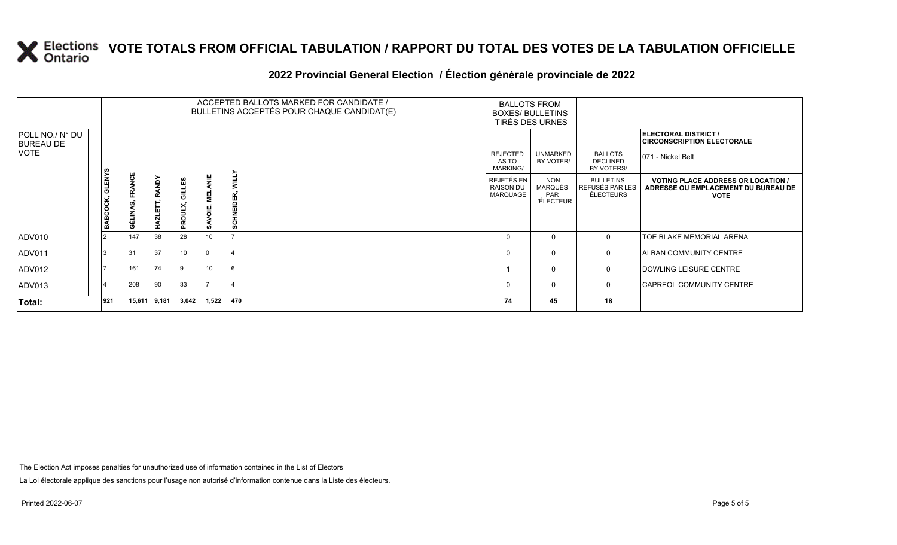# VOTE TOTALS FROM OFFICIAL TABULATION / RAPPORT DU TOTAL DES VOTES DE LA TABULATION OFFICIELLE

## 2022 Provincial General Election / Élection générale provinciale de 2022

ELECTORAL DISTRICT / CIRCONSCRIPTION ÉLECTORALE: 071 - Nickel Belt

| POLL NO./ N° DU BUREAU DE VOTE | ACCEPTED BALLOTS MARKED FOR CANDIDATE / BULLETINS ACCEPTÉS POUR CHAQUE CANDIDAT(E) | | | | | | BALLOTS FROM BOXES/ BULLETINS TIRÉS DES URNES | | | |
|---|---|---|---|---|---|---|---|---|---|---|
| | BABCOCK, GLENYS | GÉLINAS, FRANCE | HAZLETT, RANDY | PROULX, GILLES | SAVOIE, MELANIE | SCHNEIDER, WILLY | REJECTED AS TO MARKING/ REJETÉS EN RAISON DU MARQUAGE | UNMARKED BY VOTER/ NON MARQUÉS PAR L'ÉLECTEUR | BALLOTS DECLINED BY VOTERS/ BULLETINS REFUSÉS PAR LES ÉLECTEURS | VOTING PLACE ADDRESS OR LOCATION / ADRESSE OU EMPLACEMENT DU BUREAU DE VOTE |
| ADV010 | 2 | 147 | 38 | 28 | 10 | 7 | 0 | 0 | 0 | TOE BLAKE MEMORIAL ARENA |
| ADV011 | 3 | 31 | 37 | 10 | 0 | 4 | 0 | 0 | 0 | ALBAN COMMUNITY CENTRE |
| ADV012 | 7 | 161 | 74 | 9 | 10 | 6 | 1 | 0 | 0 | DOWLING LEISURE CENTRE |
| ADV013 | 4 | 208 | 90 | 33 | 7 | 4 | 0 | 0 | 0 | CAPREOL COMMUNITY CENTRE |
| **Total:** | 921 | 15,611 | 9,181 | 3,042 | 1,522 | 470 | 74 | 45 | 18 | |

The Election Act imposes penalties for unauthorized use of information contained in the List of Electors

La Loi électorale applique des sanctions pour l'usage non autorisé d'information contenue dans la Liste des électeurs.

Printed 2022-06-07